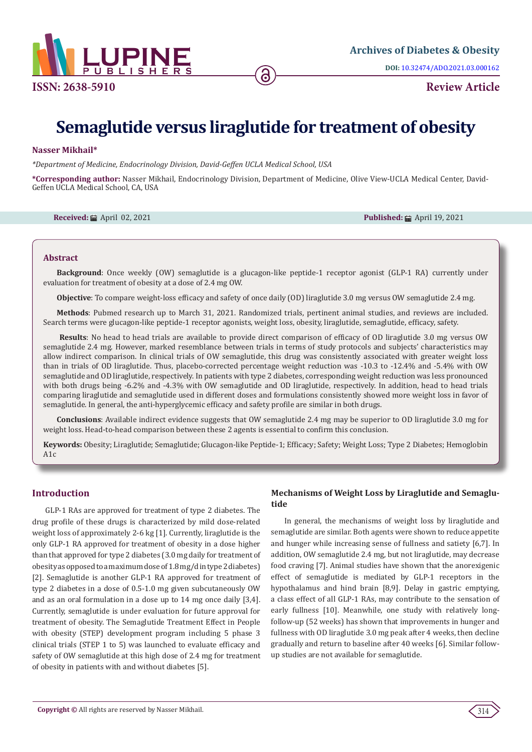# Semaglutide versus liraglutide for treatment of obesity

**Nasser Mikhail***

*\*Department of Medicine, Endocrinology Division, David-Geffen UCLA Medical School, USA*

**\*Corresponding author:** Nasser Mikhail, Endocrinology Division, Department of Medicine, Olive View-UCLA Medical Center, David-Geffen UCLA Medical School, CA, USA

**Received:** April 02, 2021 **Published:** April 19, 2021

## Abstract

**Background**: Once weekly (OW) semaglutide is a glucagon-like peptide-1 receptor agonist (GLP-1 RA) currently under evaluation for treatment of obesity at a dose of 2.4 mg OW.

**Objective**: To compare weight-loss efficacy and safety of once daily (OD) liraglutide 3.0 mg versus OW semaglutide 2.4 mg.

**Methods**: Pubmed research up to March 31, 2021. Randomized trials, pertinent animal studies, and reviews are included. Search terms were glucagon-like peptide-1 receptor agonists, weight loss, obesity, liraglutide, semaglutide, efficacy, safety.

**Results**: No head to head trials are available to provide direct comparison of efficacy of OD liraglutide 3.0 mg versus OW semaglutide 2.4 mg. However, marked resemblance between trials in terms of study protocols and subjects' characteristics may allow indirect comparison. In clinical trials of OW semaglutide, this drug was consistently associated with greater weight loss than in trials of OD liraglutide. Thus, placebo-corrected percentage weight reduction was -10.3 to -12.4% and -5.4% with OW semaglutide and OD liraglutide, respectively. In patients with type 2 diabetes, corresponding weight reduction was less pronounced with both drugs being -6.2% and -4.3% with OW semaglutide and OD liraglutide, respectively. In addition, head to head trials comparing liraglutide and semaglutide used in different doses and formulations consistently showed more weight loss in favor of semaglutide. In general, the anti-hyperglycemic efficacy and safety profile are similar in both drugs.

**Conclusions**: Available indirect evidence suggests that OW semaglutide 2.4 mg may be superior to OD liraglutide 3.0 mg for weight loss. Head-to-head comparison between these 2 agents is essential to confirm this conclusion.

**Keywords:** Obesity; Liraglutide; Semaglutide; Glucagon-like Peptide-1; Efficacy; Safety; Weight Loss; Type 2 Diabetes; Hemoglobin A1c

## Introduction

GLP-1 RAs are approved for treatment of type 2 diabetes. The drug profile of these drugs is characterized by mild dose-related weight loss of approximately 2-6 kg [1]. Currently, liraglutide is the only GLP-1 RA approved for treatment of obesity in a dose higher than that approved for type 2 diabetes (3.0 mg daily for treatment of obesity as opposed to a maximum dose of 1.8 mg/d in type 2 diabetes) [2]. Semaglutide is another GLP-1 RA approved for treatment of type 2 diabetes in a dose of 0.5-1.0 mg given subcutaneously OW and as an oral formulation in a dose up to 14 mg once daily [3,4]. Currently, semaglutide is under evaluation for future approval for treatment of obesity. The Semaglutide Treatment Effect in People with obesity (STEP) development program including 5 phase 3 clinical trials (STEP 1 to 5) was launched to evaluate efficacy and safety of OW semaglutide at this high dose of 2.4 mg for treatment of obesity in patients with and without diabetes [5].

## Mechanisms of Weight Loss by Liraglutide and Semaglutide

In general, the mechanisms of weight loss by liraglutide and semaglutide are similar. Both agents were shown to reduce appetite and hunger while increasing sense of fullness and satiety [6,7]. In addition, OW semaglutide 2.4 mg, but not liraglutide, may decrease food craving [7]. Animal studies have shown that the anorexigenic effect of semaglutide is mediated by GLP-1 receptors in the hypothalamus and hind brain [8,9]. Delay in gastric emptying, a class effect of all GLP-1 RAs, may contribute to the sensation of early fullness [10]. Meanwhile, one study with relatively long-follow-up (52 weeks) has shown that improvements in hunger and fullness with OD liraglutide 3.0 mg peak after 4 weeks, then decline gradually and return to baseline after 40 weeks [6]. Similar follow-up studies are not available for semaglutide.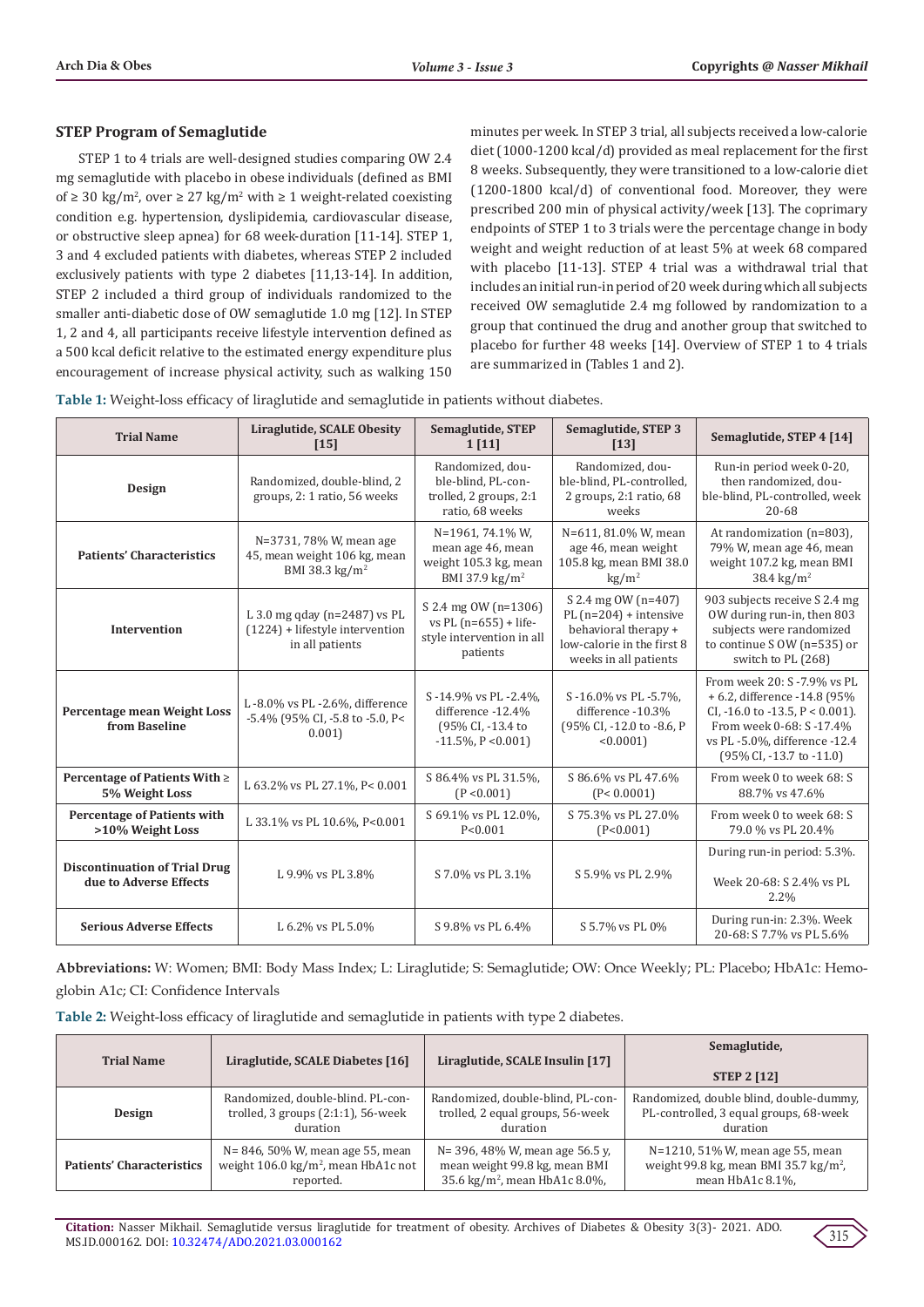### STEP Program of Semaglutide

STEP 1 to 4 trials are well-designed studies comparing OW 2.4 mg semaglutide with placebo in obese individuals (defined as BMI of ≥ 30 kg/m$^2$, over ≥ 27 kg/m$^2$ with ≥ 1 weight-related coexisting condition e.g. hypertension, dyslipidemia, cardiovascular disease, or obstructive sleep apnea) for 68 week-duration [11-14]. STEP 1, 3 and 4 excluded patients with diabetes, whereas STEP 2 included exclusively patients with type 2 diabetes [11,13-14]. In addition, STEP 2 included a third group of individuals randomized to the smaller anti-diabetic dose of OW semaglutide 1.0 mg [12]. In STEP 1, 2 and 4, all participants receive lifestyle intervention defined as a 500 kcal deficit relative to the estimated energy expenditure plus encouragement of increase physical activity, such as walking 150 minutes per week. In STEP 3 trial, all subjects received a low-calorie diet (1000-1200 kcal/d) provided as meal replacement for the first 8 weeks. Subsequently, they were transitioned to a low-calorie diet (1200-1800 kcal/d) of conventional food. Moreover, they were prescribed 200 min of physical activity/week [13]. The coprimary endpoints of STEP 1 to 3 trials were the percentage change in body weight and weight reduction of at least 5% at week 68 compared with placebo [11-13]. STEP 4 trial was a withdrawal trial that includes an initial run-in period of 20 week during which all subjects received OW semaglutide 2.4 mg followed by randomization to a group that continued the drug and another group that switched to placebo for further 48 weeks [14]. Overview of STEP 1 to 4 trials are summarized in (Tables 1 and 2).

**Table 1:** Weight-loss efficacy of liraglutide and semaglutide in patients without diabetes.

| Trial Name | Liraglutide, SCALE Obesity [15] | Semaglutide, STEP 1 [11] | Semaglutide, STEP 3 [13] | Semaglutide, STEP 4 [14] |
|---|---|---|---|---|
| **Design** | Randomized, double-blind, 2 groups, 2: 1 ratio, 56 weeks | Randomized, double-blind, PL-controlled, 2 groups, 2:1 ratio, 68 weeks | Randomized, double-blind, PL-controlled, 2 groups, 2:1 ratio, 68 weeks | Run-in period week 0-20, then randomized, double-blind, PL-controlled, week 20-68 |
| **Patients' Characteristics** | N=3731, 78% W, mean age 45, mean weight 106 kg, mean BMI 38.3 kg/m$^2$ | N=1961, 74.1% W, mean age 46, mean weight 105.3 kg, mean BMI 37.9 kg/m$^2$ | N=611, 81.0% W, mean age 46, mean weight 105.8 kg, mean BMI 38.0 kg/m$^2$ | At randomization (n=803), 79% W, mean age 46, mean weight 107.2 kg, mean BMI 38.4 kg/m$^2$ |
| **Intervention** | L 3.0 mg qday (n=2487) vs PL (1224) + lifestyle intervention in all patients | S 2.4 mg OW (n=1306) vs PL (n=655) + lifestyle intervention in all patients | S 2.4 mg OW (n=407) PL (n=204) + intensive behavioral therapy + low-calorie in the first 8 weeks in all patients | 903 subjects receive S 2.4 mg OW during run-in, then 803 subjects were randomized to continue S OW (n=535) or switch to PL (268) |
| **Percentage mean Weight Loss from Baseline** | L -8.0% vs PL -2.6%, difference -5.4% (95% CI, -5.8 to -5.0, P< 0.001) | S -14.9% vs PL -2.4%, difference -12.4% (95% CI, -13.4 to -11.5%, P <0.001) | S -16.0% vs PL -5.7%, difference -10.3% (95% CI, -12.0 to -8.6, P <0.0001) | From week 20: S -7.9% vs PL + 6.2, difference -14.8 (95% CI, -16.0 to -13.5, P < 0.001). From week 0-68: S -17.4% vs PL -5.0%, difference -12.4 (95% CI, -13.7 to -11.0) |
| **Percentage of Patients With ≥ 5% Weight Loss** | L 63.2% vs PL 27.1%, P< 0.001 | S 86.4% vs PL 31.5%, (P <0.001) | S 86.6% vs PL 47.6% (P< 0.0001) | From week 0 to week 68: S 88.7% vs 47.6% |
| **Percentage of Patients with >10% Weight Loss** | L 33.1% vs PL 10.6%, P<0.001 | S 69.1% vs PL 12.0%, P<0.001 | S 75.3% vs PL 27.0% (P<0.001) | From week 0 to week 68: S 79.0 % vs PL 20.4% |
| **Discontinuation of Trial Drug due to Adverse Effects** | L 9.9% vs PL 3.8% | S 7.0% vs PL 3.1% | S 5.9% vs PL 2.9% | During run-in period: 5.3%. Week 20-68: S 2.4% vs PL 2.2% |
| **Serious Adverse Effects** | L 6.2% vs PL 5.0% | S 9.8% vs PL 6.4% | S 5.7% vs PL 0% | During run-in: 2.3%. Week 20-68: S 7.7% vs PL 5.6% |

**Abbreviations:** W: Women; BMI: Body Mass Index; L: Liraglutide; S: Semaglutide; OW: Once Weekly; PL: Placebo; HbA1c: Hemoglobin A1c; CI: Confidence Intervals

**Table 2:** Weight-loss efficacy of liraglutide and semaglutide in patients with type 2 diabetes.

| Trial Name | Liraglutide, SCALE Diabetes [16] | Liraglutide, SCALE Insulin [17] | Semaglutide, STEP 2 [12] |
|---|---|---|---|
| **Design** | Randomized, double-blind. PL-controlled, 3 groups (2:1:1), 56-week duration | Randomized, double-blind, PL-controlled, 2 equal groups, 56-week duration | Randomized, double blind, double-dummy, PL-controlled, 3 equal groups, 68-week duration |
| **Patients' Characteristics** | N= 846, 50% W, mean age 55, mean weight 106.0 kg/m$^2$, mean HbA1c not reported. | N= 396, 48% W, mean age 56.5 y, mean weight 99.8 kg, mean BMI 35.6 kg/m$^2$, mean HbA1c 8.0%, | N=1210, 51% W, mean age 55, mean weight 99.8 kg, mean BMI 35.7 kg/m$^2$, mean HbA1c 8.1%, |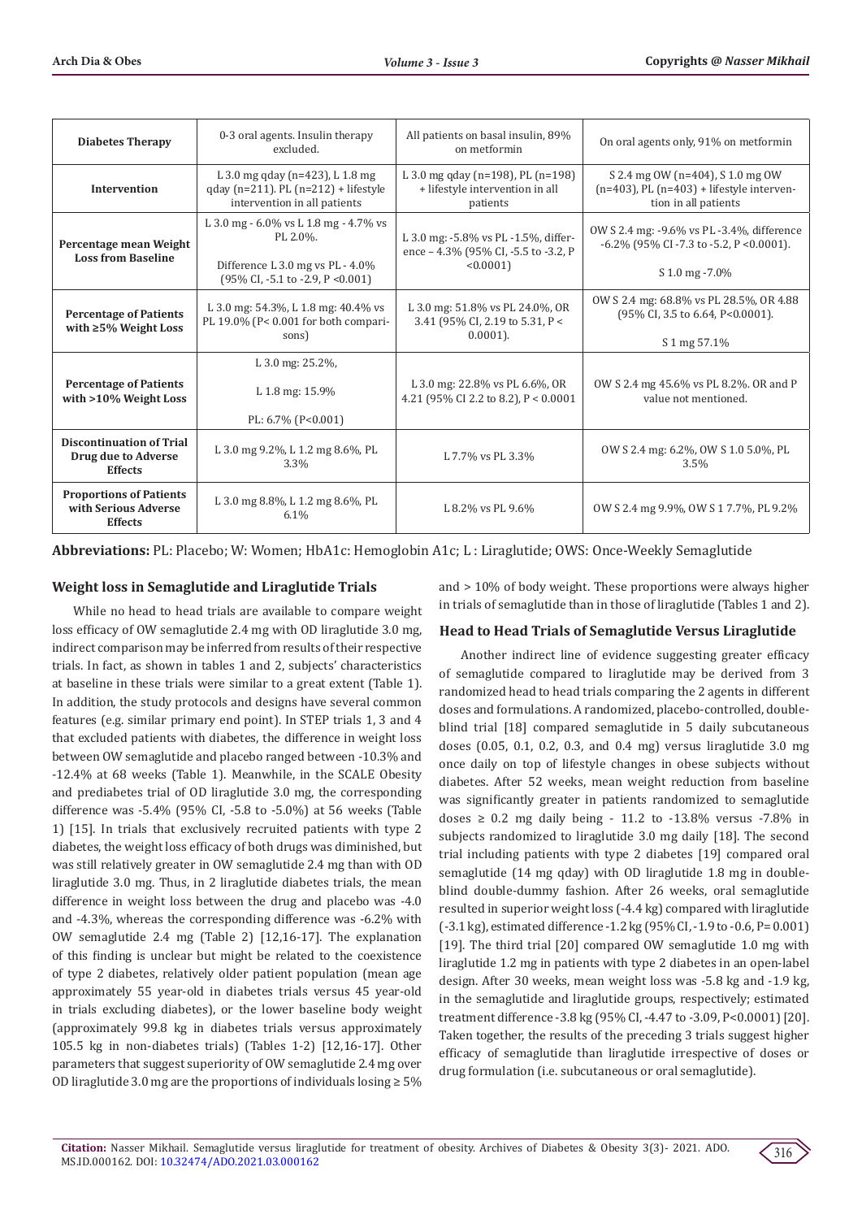| Diabetes Therapy | 0-3 oral agents. Insulin therapy excluded. | All patients on basal insulin, 89% on metformin | On oral agents only, 91% on metformin |
|---|---|---|---|
| Intervention | L 3.0 mg qday (n=423), L 1.8 mg qday (n=211). PL (n=212) + lifestyle intervention in all patients | L 3.0 mg qday (n=198), PL (n=198) + lifestyle intervention in all patients | S 2.4 mg OW (n=404), S 1.0 mg OW (n=403), PL (n=403) + lifestyle intervention in all patients |
| Percentage mean Weight Loss from Baseline | L 3.0 mg - 6.0% vs L 1.8 mg - 4.7% vs PL 2.0%. Difference L 3.0 mg vs PL - 4.0% (95% CI, -5.1 to -2.9, P <0.001) | L 3.0 mg: -5.8% vs PL -1.5%, difference – 4.3% (95% CI, -5.5 to -3.2, P <0.0001) | OW S 2.4 mg: -9.6% vs PL -3.4%, difference -6.2% (95% CI -7.3 to -5.2, P <0.0001). S 1.0 mg -7.0% |
| Percentage of Patients with ≥5% Weight Loss | L 3.0 mg: 54.3%, L 1.8 mg: 40.4% vs PL 19.0% (P< 0.001 for both comparisons) | L 3.0 mg: 51.8% vs PL 24.0%, OR 3.41 (95% CI, 2.19 to 5.31, P < 0.0001). | OW S 2.4 mg: 68.8% vs PL 28.5%, OR 4.88 (95% CI, 3.5 to 6.64, P<0.0001). S 1 mg 57.1% |
| Percentage of Patients with >10% Weight Loss | L 3.0 mg: 25.2%, L 1.8 mg: 15.9% PL: 6.7% (P<0.001) | L 3.0 mg: 22.8% vs PL 6.6%, OR 4.21 (95% CI 2.2 to 8.2), P < 0.0001 | OW S 2.4 mg 45.6% vs PL 8.2%. OR and P value not mentioned. |
| Discontinuation of Trial Drug due to Adverse Effects | L 3.0 mg 9.2%, L 1.2 mg 8.6%, PL 3.3% | L 7.7% vs PL 3.3% | OW S 2.4 mg: 6.2%, OW S 1.0 5.0%, PL 3.5% |
| Proportions of Patients with Serious Adverse Effects | L 3.0 mg 8.8%, L 1.2 mg 8.6%, PL 6.1% | L 8.2% vs PL 9.6% | OW S 2.4 mg 9.9%, OW S 1 7.7%, PL 9.2% |

**Abbreviations:** PL: Placebo; W: Women; HbA1c: Hemoglobin A1c; L : Liraglutide; OWS: Once-Weekly Semaglutide

## Weight loss in Semaglutide and Liraglutide Trials

While no head to head trials are available to compare weight loss efficacy of OW semaglutide 2.4 mg with OD liraglutide 3.0 mg, indirect comparison may be inferred from results of their respective trials. In fact, as shown in tables 1 and 2, subjects' characteristics at baseline in these trials were similar to a great extent (Table 1). In addition, the study protocols and designs have several common features (e.g. similar primary end point). In STEP trials 1, 3 and 4 that excluded patients with diabetes, the difference in weight loss between OW semaglutide and placebo ranged between -10.3% and -12.4% at 68 weeks (Table 1). Meanwhile, in the SCALE Obesity and prediabetes trial of OD liraglutide 3.0 mg, the corresponding difference was -5.4% (95% CI, -5.8 to -5.0%) at 56 weeks (Table 1) [15]. In trials that exclusively recruited patients with type 2 diabetes, the weight loss efficacy of both drugs was diminished, but was still relatively greater in OW semaglutide 2.4 mg than with OD liraglutide 3.0 mg. Thus, in 2 liraglutide diabetes trials, the mean difference in weight loss between the drug and placebo was -4.0 and -4.3%, whereas the corresponding difference was -6.2% with OW semaglutide 2.4 mg (Table 2) [12,16-17]. The explanation of this finding is unclear but might be related to the coexistence of type 2 diabetes, relatively older patient population (mean age approximately 55 year-old in diabetes trials versus 45 year-old in trials excluding diabetes), or the lower baseline body weight (approximately 99.8 kg in diabetes trials versus approximately 105.5 kg in non-diabetes trials) (Tables 1-2) [12,16-17]. Other parameters that suggest superiority of OW semaglutide 2.4 mg over OD liraglutide 3.0 mg are the proportions of individuals losing ≥ 5% and > 10% of body weight. These proportions were always higher in trials of semaglutide than in those of liraglutide (Tables 1 and 2).

## Head to Head Trials of Semaglutide Versus Liraglutide

Another indirect line of evidence suggesting greater efficacy of semaglutide compared to liraglutide may be derived from 3 randomized head to head trials comparing the 2 agents in different doses and formulations. A randomized, placebo-controlled, double-blind trial [18] compared semaglutide in 5 daily subcutaneous doses (0.05, 0.1, 0.2, 0.3, and 0.4 mg) versus liraglutide 3.0 mg once daily on top of lifestyle changes in obese subjects without diabetes. After 52 weeks, mean weight reduction from baseline was significantly greater in patients randomized to semaglutide doses ≥ 0.2 mg daily being - 11.2 to -13.8% versus -7.8% in subjects randomized to liraglutide 3.0 mg daily [18]. The second trial including patients with type 2 diabetes [19] compared oral semaglutide (14 mg qday) with OD liraglutide 1.8 mg in double-blind double-dummy fashion. After 26 weeks, oral semaglutide resulted in superior weight loss (-4.4 kg) compared with liraglutide (-3.1 kg), estimated difference -1.2 kg (95% CI, -1.9 to -0.6, P= 0.001) [19]. The third trial [20] compared OW semaglutide 1.0 mg with liraglutide 1.2 mg in patients with type 2 diabetes in an open-label design. After 30 weeks, mean weight loss was -5.8 kg and -1.9 kg, in the semaglutide and liraglutide groups, respectively; estimated treatment difference -3.8 kg (95% CI, -4.47 to -3.09, P<0.0001) [20]. Taken together, the results of the preceding 3 trials suggest higher efficacy of semaglutide than liraglutide irrespective of doses or drug formulation (i.e. subcutaneous or oral semaglutide).

**Citation:** Nasser Mikhail. Semaglutide versus liraglutide for treatment of obesity. Archives of Diabetes & Obesity 3(3)- 2021. ADO. MS.ID.000162. DOI: 10.32474/ADO.2021.03.000162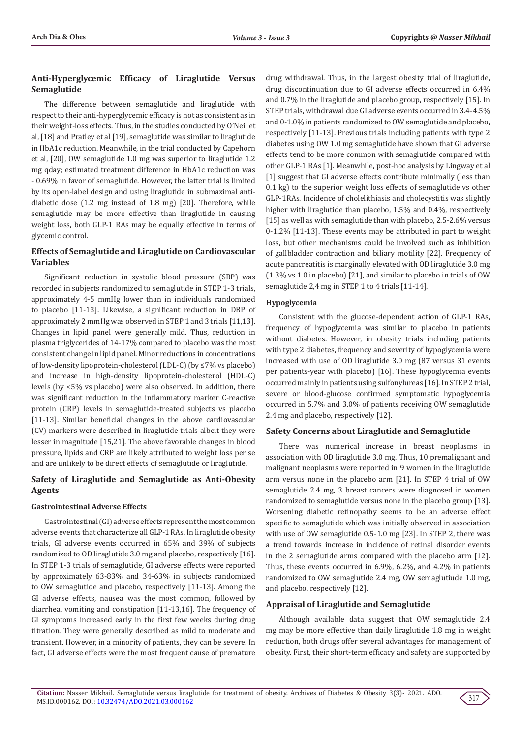## Anti-Hyperglycemic Efficacy of Liraglutide Versus Semaglutide

The difference between semaglutide and liraglutide with respect to their anti-hyperglycemic efficacy is not as consistent as in their weight-loss effects. Thus, in the studies conducted by O'Neil et al, [18] and Pratley et al [19], semaglutide was similar to liraglutide in HbA1c reduction. Meanwhile, in the trial conducted by Capehorn et al, [20], OW semaglutide 1.0 mg was superior to liraglutide 1.2 mg qday; estimated treatment difference in HbA1c reduction was - 0.69% in favor of semaglutide. However, the latter trial is limited by its open-label design and using liraglutide in submaximal anti-diabetic dose (1.2 mg instead of 1.8 mg) [20]. Therefore, while semaglutide may be more effective than liraglutide in causing weight loss, both GLP-1 RAs may be equally effective in terms of glycemic control.

## Effects of Semaglutide and Liraglutide on Cardiovascular Variables

Significant reduction in systolic blood pressure (SBP) was recorded in subjects randomized to semaglutide in STEP 1-3 trials, approximately 4-5 mmHg lower than in individuals randomized to placebo [11-13]. Likewise, a significant reduction in DBP of approximately 2 mmHg was observed in STEP 1 and 3 trials [11,13]. Changes in lipid panel were generally mild. Thus, reduction in plasma triglycerides of 14-17% compared to placebo was the most consistent change in lipid panel. Minor reductions in concentrations of low-density lipoprotein-cholesterol (LDL-C) (by ≤7% vs placebo) and increase in high-density lipoprotein-cholesterol (HDL-C) levels (by <5% vs placebo) were also observed. In addition, there was significant reduction in the inflammatory marker C-reactive protein (CRP) levels in semaglutide-treated subjects vs placebo [11-13]. Similar beneficial changes in the above cardiovascular (CV) markers were described in liraglutide trials albeit they were lesser in magnitude [15,21]. The above favorable changes in blood pressure, lipids and CRP are likely attributed to weight loss per se and are unlikely to be direct effects of semaglutide or liraglutide.

## Safety of Liraglutide and Semaglutide as Anti-Obesity Agents

### Gastrointestinal Adverse Effects

Gastrointestinal (GI) adverse effects represent the most common adverse events that characterize all GLP-1 RAs. In liraglutide obesity trials, GI adverse events occurred in 65% and 39% of subjects randomized to OD liraglutide 3.0 mg and placebo, respectively [16]. In STEP 1-3 trials of semaglutide, GI adverse effects were reported by approximately 63-83% and 34-63% in subjects randomized to OW semaglutide and placebo, respectively [11-13]. Among the GI adverse effects, nausea was the most common, followed by diarrhea, vomiting and constipation [11-13,16]. The frequency of GI symptoms increased early in the first few weeks during drug titration. They were generally described as mild to moderate and transient. However, in a minority of patients, they can be severe. In fact, GI adverse effects were the most frequent cause of premature drug withdrawal. Thus, in the largest obesity trial of liraglutide, drug discontinuation due to GI adverse effects occurred in 6.4% and 0.7% in the liraglutide and placebo group, respectively [15]. In STEP trials, withdrawal due GI adverse events occurred in 3.4-4.5% and 0-1.0% in patients randomized to OW semaglutide and placebo, respectively [11-13]. Previous trials including patients with type 2 diabetes using OW 1.0 mg semaglutide have shown that GI adverse effects tend to be more common with semaglutide compared with other GLP-1 RAs [1]. Meanwhile, post-hoc analysis by Lingway et al [1] suggest that GI adverse effects contribute minimally (less than 0.1 kg) to the superior weight loss effects of semaglutide vs other GLP-1RAs. Incidence of cholelithiasis and cholecystitis was slightly higher with liraglutide than placebo, 1.5% and 0.4%, respectively [15] as well as with semaglutide than with placebo, 2.5-2.6% versus 0-1.2% [11-13]. These events may be attributed in part to weight loss, but other mechanisms could be involved such as inhibition of gallbladder contraction and biliary motility [22]. Frequency of acute pancreatitis is marginally elevated with OD liraglutide 3.0 mg (1.3% vs 1.0 in placebo) [21], and similar to placebo in trials of OW semaglutide 2,4 mg in STEP 1 to 4 trials [11-14].

### Hypoglycemia

Consistent with the glucose-dependent action of GLP-1 RAs, frequency of hypoglycemia was similar to placebo in patients without diabetes. However, in obesity trials including patients with type 2 diabetes, frequency and severity of hypoglycemia were increased with use of OD liraglutide 3.0 mg (87 versus 31 events per patients-year with placebo) [16]. These hypoglycemia events occurred mainly in patients using sulfonylureas [16]. In STEP 2 trial, severe or blood-glucose confirmed symptomatic hypoglycemia occurred in 5.7% and 3.0% of patients receiving OW semaglutide 2.4 mg and placebo, respectively [12].

## Safety Concerns about Liraglutide and Semaglutide

There was numerical increase in breast neoplasms in association with OD liraglutide 3.0 mg. Thus, 10 premalignant and malignant neoplasms were reported in 9 women in the liraglutide arm versus none in the placebo arm [21]. In STEP 4 trial of OW semaglutide 2.4 mg, 3 breast cancers were diagnosed in women randomized to semaglutide versus none in the placebo group [13]. Worsening diabetic retinopathy seems to be an adverse effect specific to semaglutide which was initially observed in association with use of OW semaglutide 0.5-1.0 mg [23]. In STEP 2, there was a trend towards increase in incidence of retinal disorder events in the 2 semaglutide arms compared with the placebo arm [12]. Thus, these events occurred in 6.9%, 6.2%, and 4.2% in patients randomized to OW semaglutide 2.4 mg, OW semaglutiude 1.0 mg, and placebo, respectively [12].

## Appraisal of Liraglutide and Semaglutide

Although available data suggest that OW semaglutide 2.4 mg may be more effective than daily liraglutide 1.8 mg in weight reduction, both drugs offer several advantages for management of obesity. First, their short-term efficacy and safety are supported by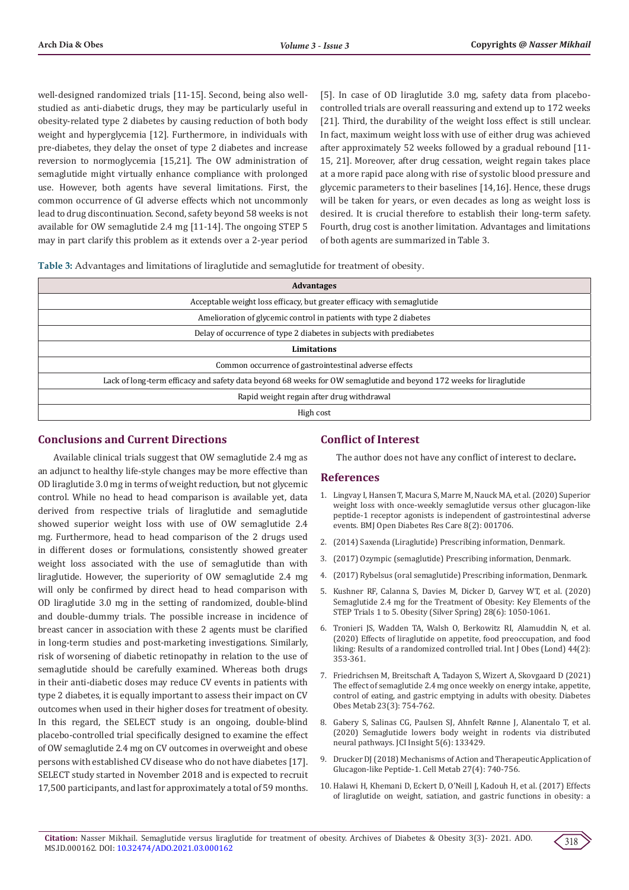well-designed randomized trials [11-15]. Second, being also well-studied as anti-diabetic drugs, they may be particularly useful in obesity-related type 2 diabetes by causing reduction of both body weight and hyperglycemia [12]. Furthermore, in individuals with pre-diabetes, they delay the onset of type 2 diabetes and increase reversion to normoglycemia [15,21]. The OW administration of semaglutide might virtually enhance compliance with prolonged use. However, both agents have several limitations. First, the common occurrence of GI adverse effects which not uncommonly lead to drug discontinuation. Second, safety beyond 58 weeks is not available for OW semaglutide 2.4 mg [11-14]. The ongoing STEP 5 may in part clarify this problem as it extends over a 2-year period [5]. In case of OD liraglutide 3.0 mg, safety data from placebo-controlled trials are overall reassuring and extend up to 172 weeks [21]. Third, the durability of the weight loss effect is still unclear. In fact, maximum weight loss with use of either drug was achieved after approximately 52 weeks followed by a gradual rebound [11-15, 21]. Moreover, after drug cessation, weight regain takes place at a more rapid pace along with rise of systolic blood pressure and glycemic parameters to their baselines [14,16]. Hence, these drugs will be taken for years, or even decades as long as weight loss is desired. It is crucial therefore to establish their long-term safety. Fourth, drug cost is another limitation. Advantages and limitations of both agents are summarized in Table 3.

**Table 3:** Advantages and limitations of liraglutide and semaglutide for treatment of obesity.

| **Advantages** |
| --- |
| Acceptable weight loss efficacy, but greater efficacy with semaglutide |
| Amelioration of glycemic control in patients with type 2 diabetes |
| Delay of occurrence of type 2 diabetes in subjects with prediabetes |
| **Limitations** |
| Common occurrence of gastrointestinal adverse effects |
| Lack of long-term efficacy and safety data beyond 68 weeks for OW semaglutide and beyond 172 weeks for liraglutide |
| Rapid weight regain after drug withdrawal |
| High cost |

## Conclusions and Current Directions

Available clinical trials suggest that OW semaglutide 2.4 mg as an adjunct to healthy life-style changes may be more effective than OD liraglutide 3.0 mg in terms of weight reduction, but not glycemic control. While no head to head comparison is available yet, data derived from respective trials of liraglutide and semaglutide showed superior weight loss with use of OW semaglutide 2.4 mg. Furthermore, head to head comparison of the 2 drugs used in different doses or formulations, consistently showed greater weight loss associated with the use of semaglutide than with liraglutide. However, the superiority of OW semaglutide 2.4 mg will only be confirmed by direct head to head comparison with OD liraglutide 3.0 mg in the setting of randomized, double-blind and double-dummy trials. The possible increase in incidence of breast cancer in association with these 2 agents must be clarified in long-term studies and post-marketing investigations. Similarly, risk of worsening of diabetic retinopathy in relation to the use of semaglutide should be carefully examined. Whereas both drugs in their anti-diabetic doses may reduce CV events in patients with type 2 diabetes, it is equally important to assess their impact on CV outcomes when used in their higher doses for treatment of obesity. In this regard, the SELECT study is an ongoing, double-blind placebo-controlled trial specifically designed to examine the effect of OW semaglutide 2.4 mg on CV outcomes in overweight and obese persons with established CV disease who do not have diabetes [17]. SELECT study started in November 2018 and is expected to recruit 17,500 participants, and last for approximately a total of 59 months.

## Conflict of Interest

The author does not have any conflict of interest to declare**.**

## References

1. Lingvay I, Hansen T, Macura S, Marre M, Nauck MA, et al. (2020) Superior weight loss with once-weekly semaglutide versus other glucagon-like peptide-1 receptor agonists is independent of gastrointestinal adverse events. BMJ Open Diabetes Res Care 8(2): 001706.
2. (2014) Saxenda (Liraglutide) Prescribing information, Denmark.
3. (2017) Ozympic (semaglutide) Prescribing information, Denmark.
4. (2017) Rybelsus (oral semaglutide) Prescribing information, Denmark.
5. Kushner RF, Calanna S, Davies M, Dicker D, Garvey WT, et al. (2020) Semaglutide 2.4 mg for the Treatment of Obesity: Key Elements of the STEP Trials 1 to 5. Obesity (Silver Spring) 28(6): 1050-1061.
6. Tronieri JS, Wadden TA, Walsh O, Berkowitz RI, Alamuddin N, et al. (2020) Effects of liraglutide on appetite, food preoccupation, and food liking: Results of a randomized controlled trial. Int J Obes (Lond) 44(2): 353-361.
7. Friedrichsen M, Breitschaft A, Tadayon S, Wizert A, Skovgaard D (2021) The effect of semaglutide 2.4 mg once weekly on energy intake, appetite, control of eating, and gastric emptying in adults with obesity. Diabetes Obes Metab 23(3): 754-762.
8. Gabery S, Salinas CG, Paulsen SJ, Ahnfelt Rønne J, Alanentalo T, et al. (2020) Semaglutide lowers body weight in rodents via distributed neural pathways. JCI Insight 5(6): 133429.
9. Drucker DJ (2018) Mechanisms of Action and Therapeutic Application of Glucagon-like Peptide-1. Cell Metab 27(4): 740-756.
10. Halawi H, Khemani D, Eckert D, O'Neill J, Kadouh H, et al. (2017) Effects of liraglutide on weight, satiation, and gastric functions in obesity: a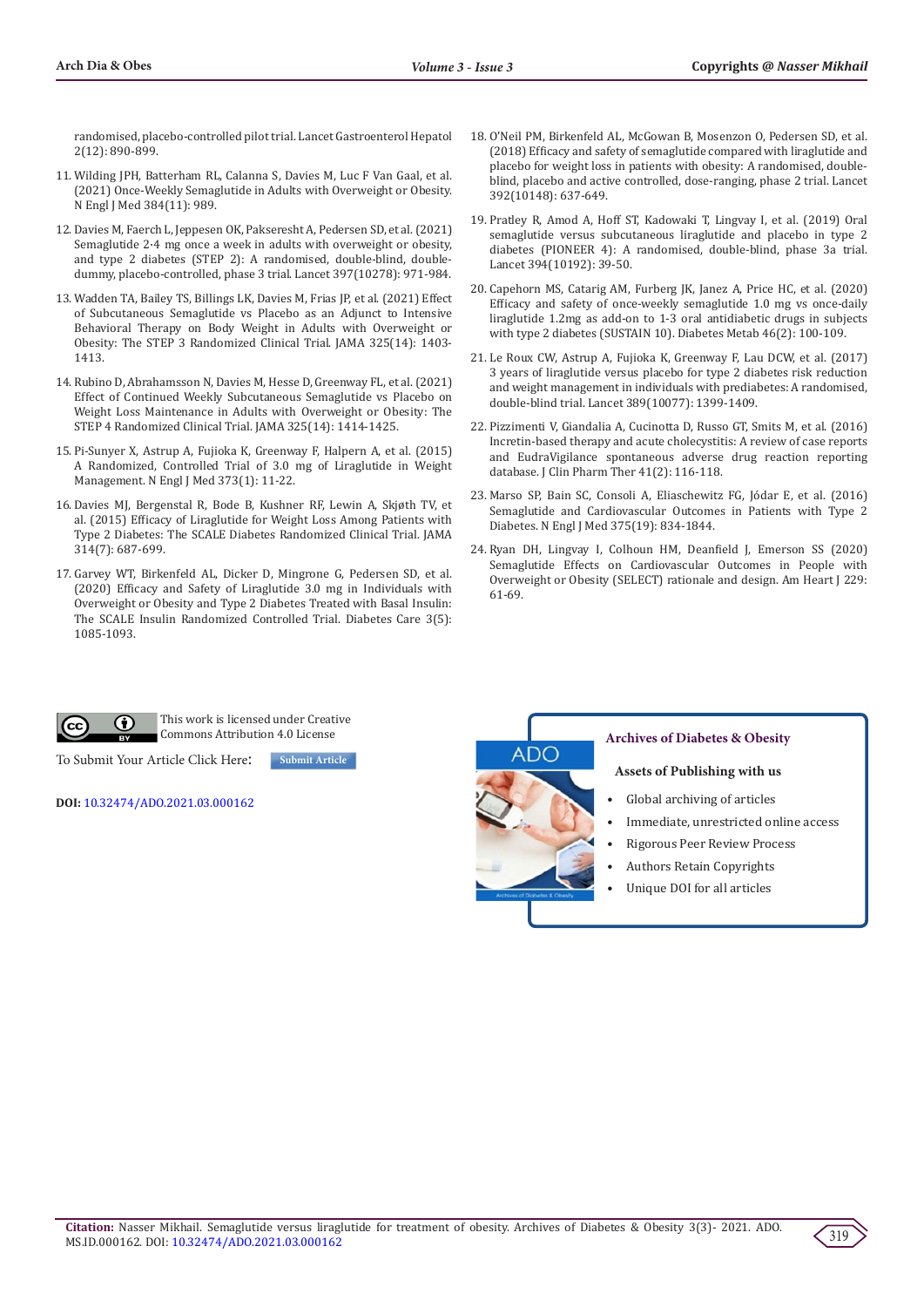randomised, placebo-controlled pilot trial. Lancet Gastroenterol Hepatol 2(12): 890-899.

11. Wilding JPH, Batterham RL, Calanna S, Davies M, Luc F Van Gaal, et al. (2021) Once-Weekly Semaglutide in Adults with Overweight or Obesity. N Engl J Med 384(11): 989.

12. Davies M, Faerch L, Jeppesen OK, Pakseresht A, Pedersen SD, et al. (2021) Semaglutide 2·4 mg once a week in adults with overweight or obesity, and type 2 diabetes (STEP 2): A randomised, double-blind, double-dummy, placebo-controlled, phase 3 trial. Lancet 397(10278): 971-984.

13. Wadden TA, Bailey TS, Billings LK, Davies M, Frias JP, et al. (2021) Effect of Subcutaneous Semaglutide vs Placebo as an Adjunct to Intensive Behavioral Therapy on Body Weight in Adults with Overweight or Obesity: The STEP 3 Randomized Clinical Trial. JAMA 325(14): 1403-1413.

14. Rubino D, Abrahamsson N, Davies M, Hesse D, Greenway FL, et al. (2021) Effect of Continued Weekly Subcutaneous Semaglutide vs Placebo on Weight Loss Maintenance in Adults with Overweight or Obesity: The STEP 4 Randomized Clinical Trial. JAMA 325(14): 1414-1425.

15. Pi-Sunyer X, Astrup A, Fujioka K, Greenway F, Halpern A, et al. (2015) A Randomized, Controlled Trial of 3.0 mg of Liraglutide in Weight Management. N Engl J Med 373(1): 11-22.

16. Davies MJ, Bergenstal R, Bode B, Kushner RF, Lewin A, Skjøth TV, et al. (2015) Efficacy of Liraglutide for Weight Loss Among Patients with Type 2 Diabetes: The SCALE Diabetes Randomized Clinical Trial. JAMA 314(7): 687-699.

17. Garvey WT, Birkenfeld AL, Dicker D, Mingrone G, Pedersen SD, et al. (2020) Efficacy and Safety of Liraglutide 3.0 mg in Individuals with Overweight or Obesity and Type 2 Diabetes Treated with Basal Insulin: The SCALE Insulin Randomized Controlled Trial. Diabetes Care 3(5): 1085-1093.

18. O'Neil PM, Birkenfeld AL, McGowan B, Mosenzon O, Pedersen SD, et al. (2018) Efficacy and safety of semaglutide compared with liraglutide and placebo for weight loss in patients with obesity: A randomised, double-blind, placebo and active controlled, dose-ranging, phase 2 trial. Lancet 392(10148): 637-649.

19. Pratley R, Amod A, Hoff ST, Kadowaki T, Lingvay I, et al. (2019) Oral semaglutide versus subcutaneous liraglutide and placebo in type 2 diabetes (PIONEER 4): A randomised, double-blind, phase 3a trial. Lancet 394(10192): 39-50.

20. Capehorn MS, Catarig AM, Furberg JK, Janez A, Price HC, et al. (2020) Efficacy and safety of once-weekly semaglutide 1.0 mg vs once-daily liraglutide 1.2mg as add-on to 1-3 oral antidiabetic drugs in subjects with type 2 diabetes (SUSTAIN 10). Diabetes Metab 46(2): 100-109.

21. Le Roux CW, Astrup A, Fujioka K, Greenway F, Lau DCW, et al. (2017) 3 years of liraglutide versus placebo for type 2 diabetes risk reduction and weight management in individuals with prediabetes: A randomised, double-blind trial. Lancet 389(10077): 1399-1409.

22. Pizzimenti V, Giandalia A, Cucinotta D, Russo GT, Smits M, et al. (2016) Incretin-based therapy and acute cholecystitis: A review of case reports and EudraVigilance spontaneous adverse drug reaction reporting database. J Clin Pharm Ther 41(2): 116-118.

23. Marso SP, Bain SC, Consoli A, Eliaschewitz FG, Jódar E, et al. (2016) Semaglutide and Cardiovascular Outcomes in Patients with Type 2 Diabetes. N Engl J Med 375(19): 834-1844.

24. Ryan DH, Lingvay I, Colhoun HM, Deanfield J, Emerson SS (2020) Semaglutide Effects on Cardiovascular Outcomes in People with Overweight or Obesity (SELECT) rationale and design. Am Heart J 229: 61-69.

This work is licensed under Creative Commons Attribution 4.0 License

To Submit Your Article Click Here: Submit Article

**DOI:** 10.32474/ADO.2021.03.000162

**Archives of Diabetes & Obesity**

**Assets of Publishing with us**

- Global archiving of articles
- Immediate, unrestricted online access
- Rigorous Peer Review Process
- Authors Retain Copyrights
- Unique DOI for all articles

**Citation:** Nasser Mikhail. Semaglutide versus liraglutide for treatment of obesity. Archives of Diabetes & Obesity 3(3)- 2021. ADO. MS.ID.000162. DOI: 10.32474/ADO.2021.03.000162